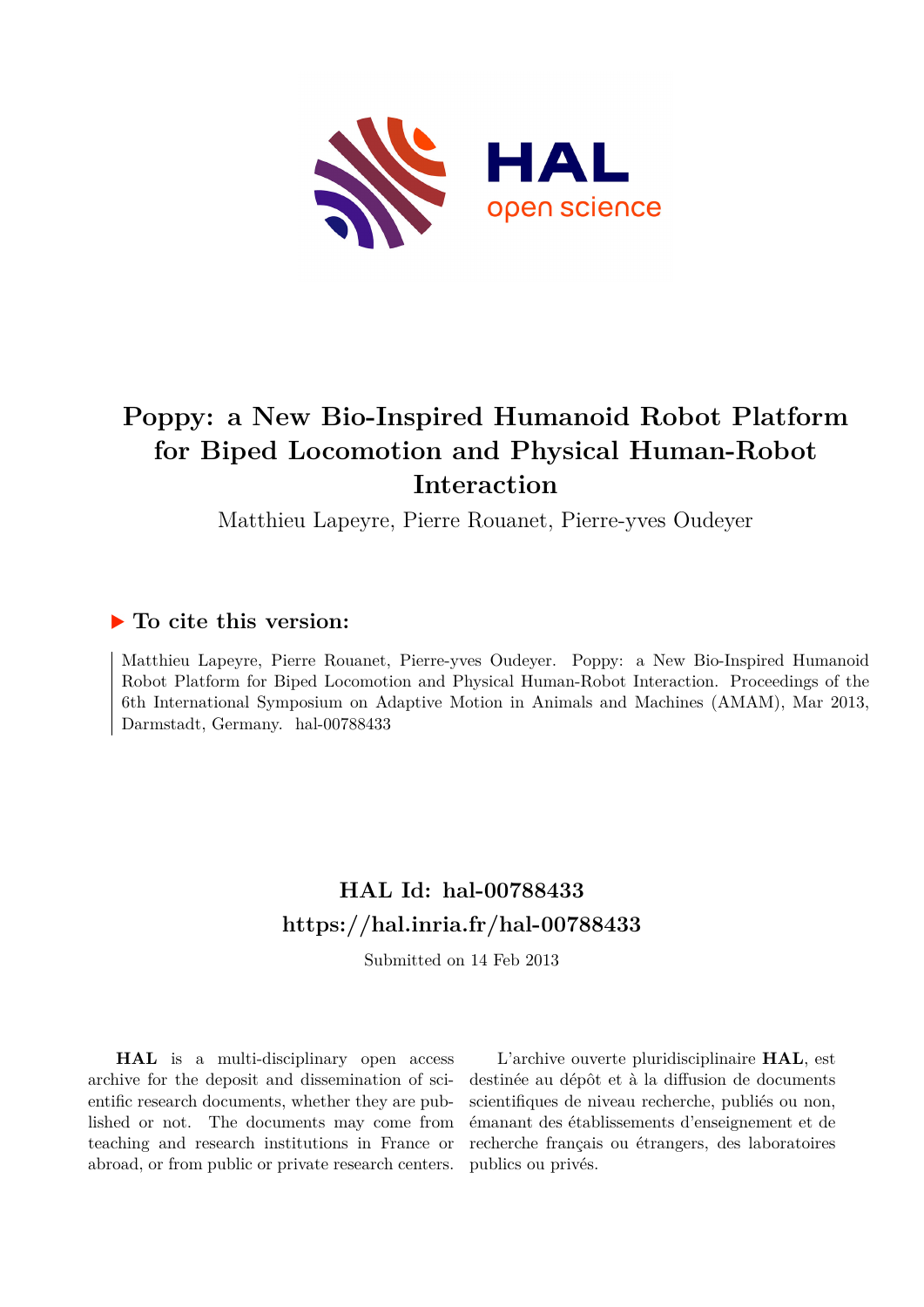# Poppy: a New Bio-Inspired Humanoid Robot Platform for Biped Locomotion and Physical Human-Robot Interaction

Matthieu Lapeyre, Pierre Rouanet, Pierre-yves Oudeyer

## ▶ To cite this version:

Matthieu Lapeyre, Pierre Rouanet, Pierre-yves Oudeyer. Poppy: a New Bio-Inspired Humanoid Robot Platform for Biped Locomotion and Physical Human-Robot Interaction. Proceedings of the 6th International Symposium on Adaptive Motion in Animals and Machines (AMAM), Mar 2013, Darmstadt, Germany. hal-00788433

## HAL Id: hal-00788433
## https://hal.inria.fr/hal-00788433

Submitted on 14 Feb 2013

**HAL** is a multi-disciplinary open access archive for the deposit and dissemination of scientific research documents, whether they are published or not. The documents may come from teaching and research institutions in France or abroad, or from public or private research centers.

L'archive ouverte pluridisciplinaire **HAL**, est destinée au dépôt et à la diffusion de documents scientifiques de niveau recherche, publiés ou non, émanant des établissements d'enseignement et de recherche français ou étrangers, des laboratoires publics ou privés.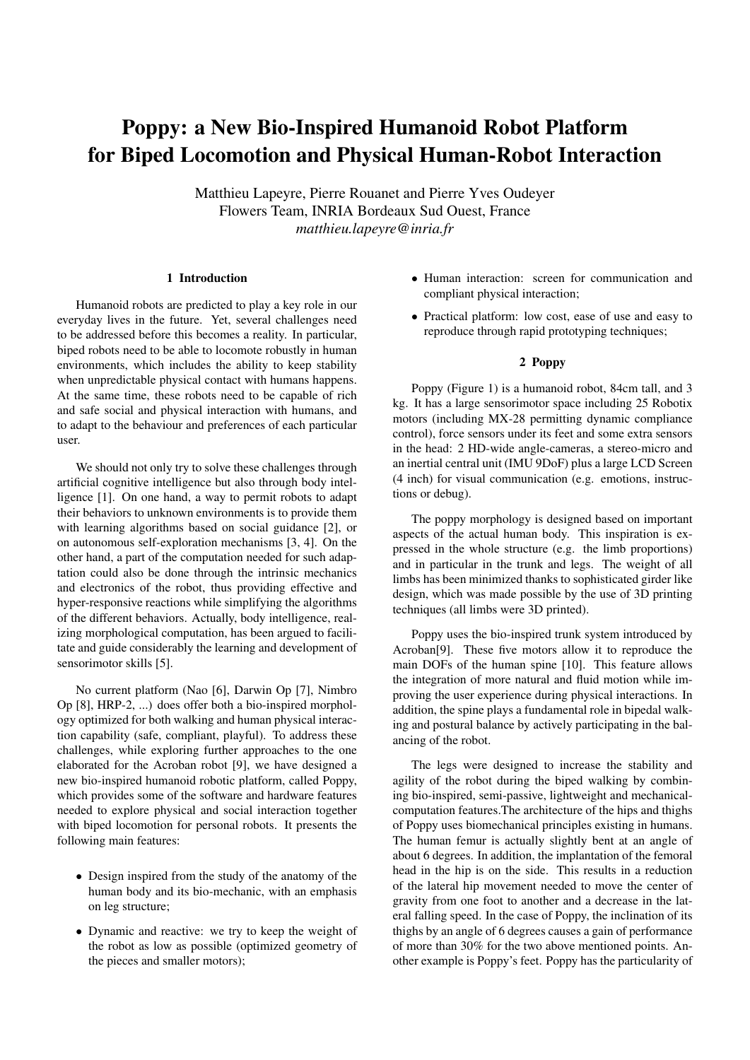# Poppy: a New Bio-Inspired Humanoid Robot Platform for Biped Locomotion and Physical Human-Robot Interaction

Matthieu Lapeyre, Pierre Rouanet and Pierre Yves Oudeyer
Flowers Team, INRIA Bordeaux Sud Ouest, France
*matthieu.lapeyre@inria.fr*

## 1 Introduction

Humanoid robots are predicted to play a key role in our everyday lives in the future. Yet, several challenges need to be addressed before this becomes a reality. In particular, biped robots need to be able to locomote robustly in human environments, which includes the ability to keep stability when unpredictable physical contact with humans happens. At the same time, these robots need to be capable of rich and safe social and physical interaction with humans, and to adapt to the behaviour and preferences of each particular user.

We should not only try to solve these challenges through artificial cognitive intelligence but also through body intelligence [1]. On one hand, a way to permit robots to adapt their behaviors to unknown environments is to provide them with learning algorithms based on social guidance [2], or on autonomous self-exploration mechanisms [3, 4]. On the other hand, a part of the computation needed for such adaptation could also be done through the intrinsic mechanics and electronics of the robot, thus providing effective and hyper-responsive reactions while simplifying the algorithms of the different behaviors. Actually, body intelligence, realizing morphological computation, has been argued to facilitate and guide considerably the learning and development of sensorimotor skills [5].

No current platform (Nao [6], Darwin Op [7], Nimbro Op [8], HRP-2, ...) does offer both a bio-inspired morphology optimized for both walking and human physical interaction capability (safe, compliant, playful). To address these challenges, while exploring further approaches to the one elaborated for the Acroban robot [9], we have designed a new bio-inspired humanoid robotic platform, called Poppy, which provides some of the software and hardware features needed to explore physical and social interaction together with biped locomotion for personal robots. It presents the following main features:

- Design inspired from the study of the anatomy of the human body and its bio-mechanic, with an emphasis on leg structure;
- Dynamic and reactive: we try to keep the weight of the robot as low as possible (optimized geometry of the pieces and smaller motors);
- Human interaction: screen for communication and compliant physical interaction;
- Practical platform: low cost, ease of use and easy to reproduce through rapid prototyping techniques;

## 2 Poppy

Poppy (Figure 1) is a humanoid robot, 84cm tall, and 3 kg. It has a large sensorimotor space including 25 Robotix motors (including MX-28 permitting dynamic compliance control), force sensors under its feet and some extra sensors in the head: 2 HD-wide angle-cameras, a stereo-micro and an inertial central unit (IMU 9DoF) plus a large LCD Screen (4 inch) for visual communication (e.g. emotions, instructions or debug).

The poppy morphology is designed based on important aspects of the actual human body. This inspiration is expressed in the whole structure (e.g. the limb proportions) and in particular in the trunk and legs. The weight of all limbs has been minimized thanks to sophisticated girder like design, which was made possible by the use of 3D printing techniques (all limbs were 3D printed).

Poppy uses the bio-inspired trunk system introduced by Acroban[9]. These five motors allow it to reproduce the main DOFs of the human spine [10]. This feature allows the integration of more natural and fluid motion while improving the user experience during physical interactions. In addition, the spine plays a fundamental role in bipedal walking and postural balance by actively participating in the balancing of the robot.

The legs were designed to increase the stability and agility of the robot during the biped walking by combining bio-inspired, semi-passive, lightweight and mechanical-computation features.The architecture of the hips and thighs of Poppy uses biomechanical principles existing in humans. The human femur is actually slightly bent at an angle of about 6 degrees. In addition, the implantation of the femoral head in the hip is on the side. This results in a reduction of the lateral hip movement needed to move the center of gravity from one foot to another and a decrease in the lateral falling speed. In the case of Poppy, the inclination of its thighs by an angle of 6 degrees causes a gain of performance of more than 30% for the two above mentioned points. Another example is Poppy's feet. Poppy has the particularity of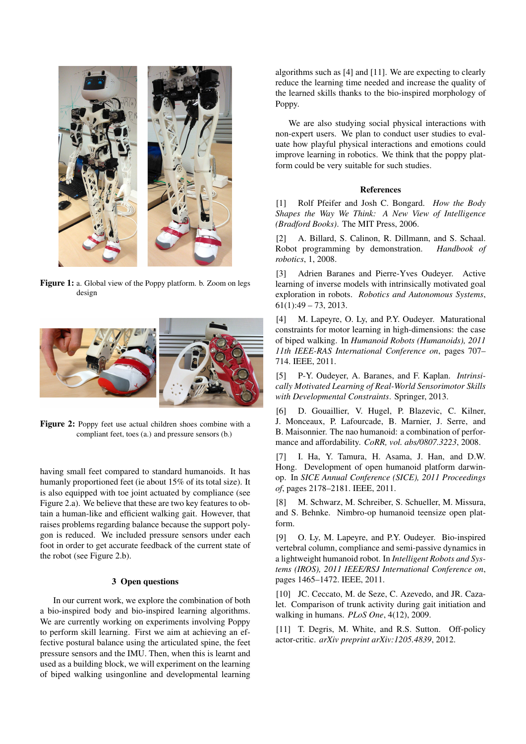Figure 1: a. Global view of the Poppy platform. b. Zoom on legs design

Figure 2: Poppy feet use actual children shoes combine with a compliant feet, toes (a.) and pressure sensors (b.)

having small feet compared to standard humanoids. It has humanly proportioned feet (ie about 15% of its total size). It is also equipped with toe joint actuated by compliance (see Figure 2.a). We believe that these are two key features to obtain a human-like and efficient walking gait. However, that raises problems regarding balance because the support polygon is reduced. We included pressure sensors under each foot in order to get accurate feedback of the current state of the robot (see Figure 2.b).

## 3 Open questions

In our current work, we explore the combination of both a bio-inspired body and bio-inspired learning algorithms. We are currently working on experiments involving Poppy to perform skill learning. First we aim at achieving an effective postural balance using the articulated spine, the feet pressure sensors and the IMU. Then, when this is learnt and used as a building block, we will experiment on the learning of biped walking usingonline and developmental learning algorithms such as [4] and [11]. We are expecting to clearly reduce the learning time needed and increase the quality of the learned skills thanks to the bio-inspired morphology of Poppy.

We are also studying social physical interactions with non-expert users. We plan to conduct user studies to evaluate how playful physical interactions and emotions could improve learning in robotics. We think that the poppy platform could be very suitable for such studies.

## References

[1] Rolf Pfeifer and Josh C. Bongard. *How the Body Shapes the Way We Think: A New View of Intelligence (Bradford Books)*. The MIT Press, 2006.

[2] A. Billard, S. Calinon, R. Dillmann, and S. Schaal. Robot programming by demonstration. *Handbook of robotics*, 1, 2008.

[3] Adrien Baranes and Pierre-Yves Oudeyer. Active learning of inverse models with intrinsically motivated goal exploration in robots. *Robotics and Autonomous Systems*, 61(1):49 – 73, 2013.

[4] M. Lapeyre, O. Ly, and P.Y. Oudeyer. Maturational constraints for motor learning in high-dimensions: the case of biped walking. In *Humanoid Robots (Humanoids), 2011 11th IEEE-RAS International Conference on*, pages 707–714. IEEE, 2011.

[5] P-Y. Oudeyer, A. Baranes, and F. Kaplan. *Intrinsically Motivated Learning of Real-World Sensorimotor Skills with Developmental Constraints*. Springer, 2013.

[6] D. Gouaillier, V. Hugel, P. Blazevic, C. Kilner, J. Monceaux, P. Lafourcade, B. Marnier, J. Serre, and B. Maisonnier. The nao humanoid: a combination of performance and affordability. *CoRR, vol. abs/0807.3223*, 2008.

[7] I. Ha, Y. Tamura, H. Asama, J. Han, and D.W. Hong. Development of open humanoid platform darwin-op. In *SICE Annual Conference (SICE), 2011 Proceedings of*, pages 2178–2181. IEEE, 2011.

[8] M. Schwarz, M. Schreiber, S. Schueller, M. Missura, and S. Behnke. Nimbro-op humanoid teensize open platform.

[9] O. Ly, M. Lapeyre, and P.Y. Oudeyer. Bio-inspired vertebral column, compliance and semi-passive dynamics in a lightweight humanoid robot. In *Intelligent Robots and Systems (IROS), 2011 IEEE/RSJ International Conference on*, pages 1465–1472. IEEE, 2011.

[10] JC. Ceccato, M. de Seze, C. Azevedo, and JR. Cazalet. Comparison of trunk activity during gait initiation and walking in humans. *PLoS One*, 4(12), 2009.

[11] T. Degris, M. White, and R.S. Sutton. Off-policy actor-critic. *arXiv preprint arXiv:1205.4839*, 2012.